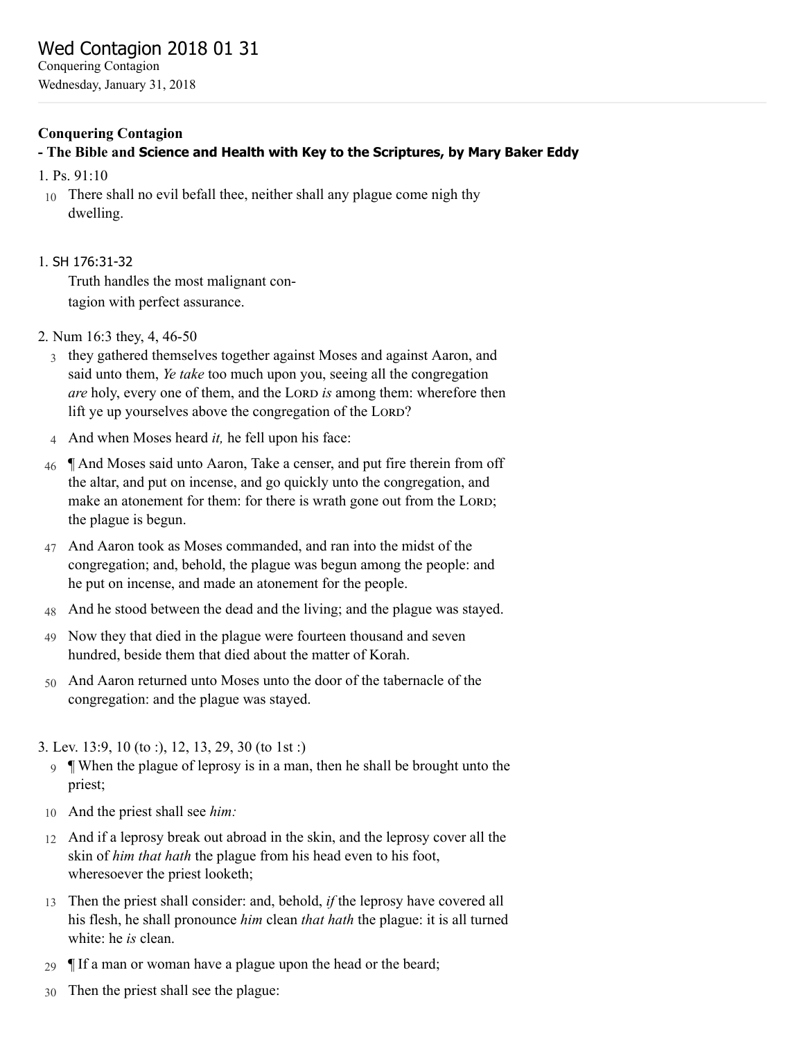# Wed Contagion 2018 01 31

Conquering Contagion
Wednesday, January 31, 2018

---

**Conquering Contagion**
**- The Bible and Science and Health with Key to the Scriptures, by Mary Baker Eddy**

1. Ps. 91:10

10 There shall no evil befall thee, neither shall any plague come nigh thy dwelling.

1. SH 176:31-32

Truth handles the most malignant con-
tagion with perfect assurance.

2. Num 16:3 they, 4, 46-50

3 they gathered themselves together against Moses and against Aaron, and said unto them, *Ye take* too much upon you, seeing all the congregation *are* holy, every one of them, and the LORD *is* among them: wherefore then lift ye up yourselves above the congregation of the LORD?

4 And when Moses heard *it,* he fell upon his face:

46 ¶ And Moses said unto Aaron, Take a censer, and put fire therein from off the altar, and put on incense, and go quickly unto the congregation, and make an atonement for them: for there is wrath gone out from the LORD; the plague is begun.

47 And Aaron took as Moses commanded, and ran into the midst of the congregation; and, behold, the plague was begun among the people: and he put on incense, and made an atonement for the people.

48 And he stood between the dead and the living; and the plague was stayed.

49 Now they that died in the plague were fourteen thousand and seven hundred, beside them that died about the matter of Korah.

50 And Aaron returned unto Moses unto the door of the tabernacle of the congregation: and the plague was stayed.

3. Lev. 13:9, 10 (to :), 12, 13, 29, 30 (to 1st :)

9 ¶ When the plague of leprosy is in a man, then he shall be brought unto the priest;

10 And the priest shall see *him:*

12 And if a leprosy break out abroad in the skin, and the leprosy cover all the skin of *him that hath* the plague from his head even to his foot, wheresoever the priest looketh;

13 Then the priest shall consider: and, behold, *if* the leprosy have covered all his flesh, he shall pronounce *him* clean *that hath* the plague: it is all turned white: he *is* clean.

29 ¶ If a man or woman have a plague upon the head or the beard;

30 Then the priest shall see the plague: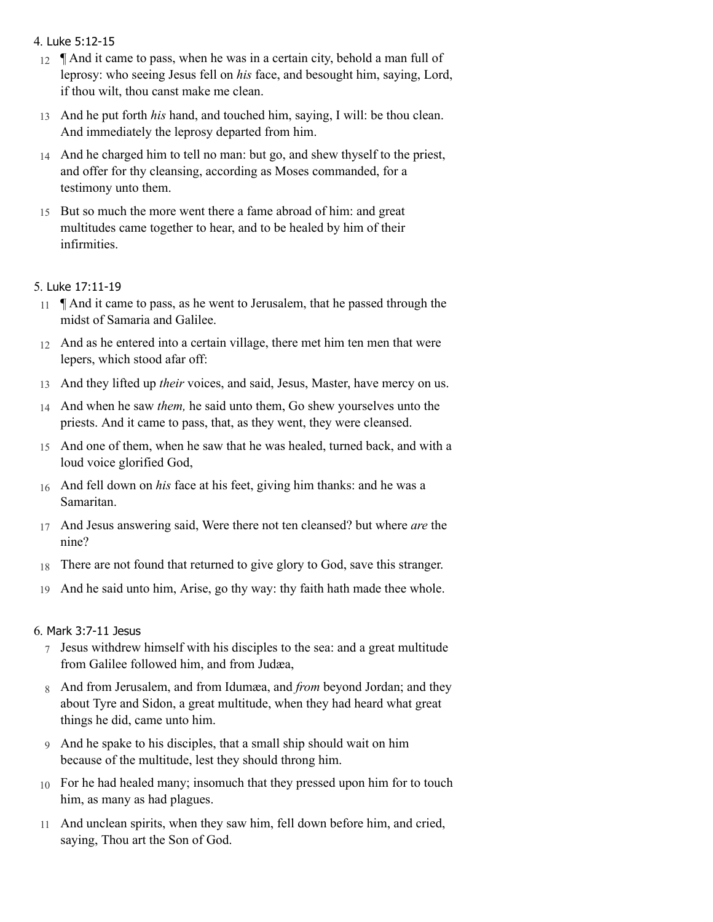4. Luke 5:12-15

12 ¶ And it came to pass, when he was in a certain city, behold a man full of leprosy: who seeing Jesus fell on *his* face, and besought him, saying, Lord, if thou wilt, thou canst make me clean.

13 And he put forth *his* hand, and touched him, saying, I will: be thou clean. And immediately the leprosy departed from him.

14 And he charged him to tell no man: but go, and shew thyself to the priest, and offer for thy cleansing, according as Moses commanded, for a testimony unto them.

15 But so much the more went there a fame abroad of him: and great multitudes came together to hear, and to be healed by him of their infirmities.

5. Luke 17:11-19

11 ¶ And it came to pass, as he went to Jerusalem, that he passed through the midst of Samaria and Galilee.

12 And as he entered into a certain village, there met him ten men that were lepers, which stood afar off:

13 And they lifted up *their* voices, and said, Jesus, Master, have mercy on us.

14 And when he saw *them,* he said unto them, Go shew yourselves unto the priests. And it came to pass, that, as they went, they were cleansed.

15 And one of them, when he saw that he was healed, turned back, and with a loud voice glorified God,

16 And fell down on *his* face at his feet, giving him thanks: and he was a Samaritan.

17 And Jesus answering said, Were there not ten cleansed? but where *are* the nine?

18 There are not found that returned to give glory to God, save this stranger.

19 And he said unto him, Arise, go thy way: thy faith hath made thee whole.

6. Mark 3:7-11 Jesus

7 Jesus withdrew himself with his disciples to the sea: and a great multitude from Galilee followed him, and from Judæa,

8 And from Jerusalem, and from Idumæa, and *from* beyond Jordan; and they about Tyre and Sidon, a great multitude, when they had heard what great things he did, came unto him.

9 And he spake to his disciples, that a small ship should wait on him because of the multitude, lest they should throng him.

10 For he had healed many; insomuch that they pressed upon him for to touch him, as many as had plagues.

11 And unclean spirits, when they saw him, fell down before him, and cried, saying, Thou art the Son of God.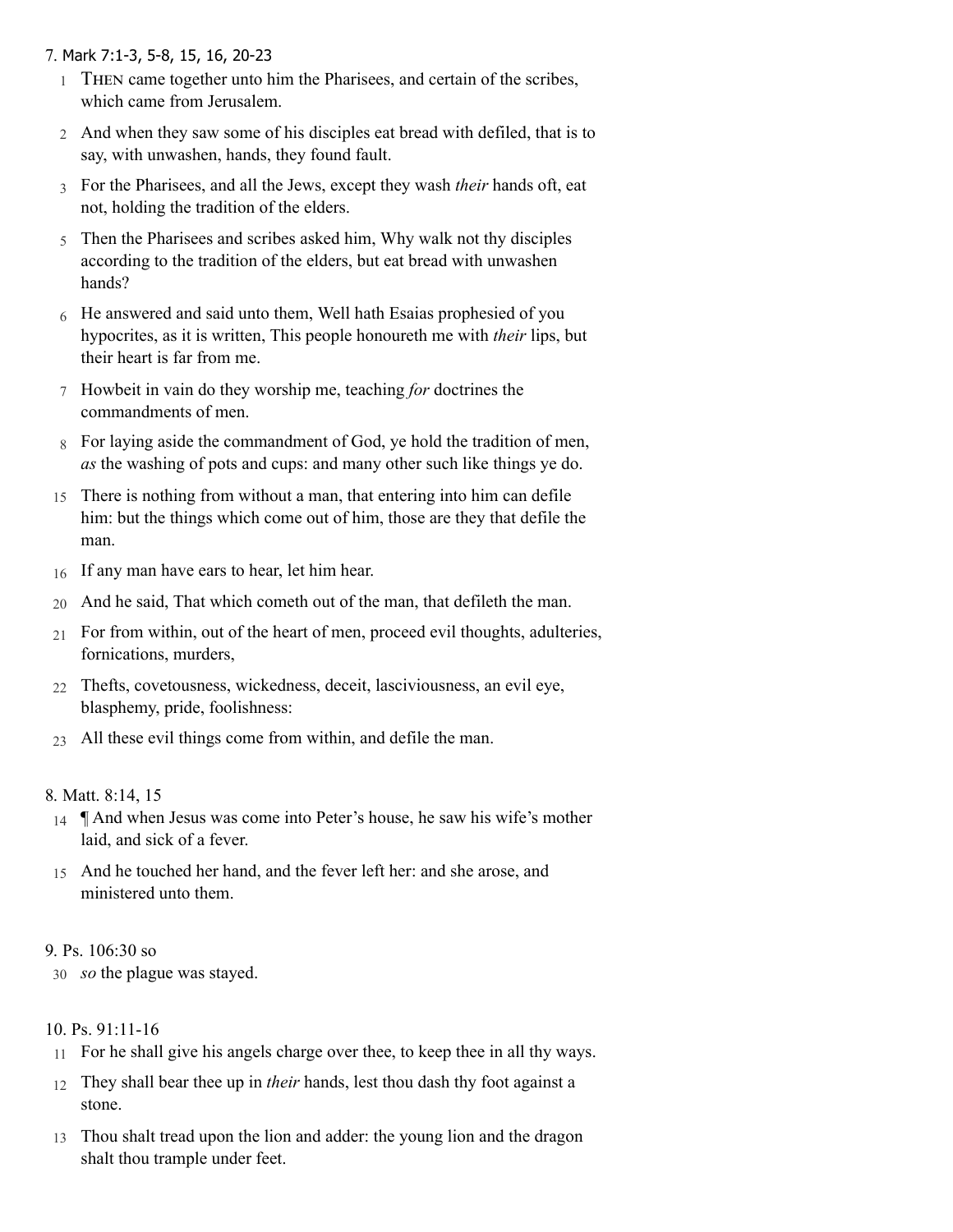7. Mark 7:1-3, 5-8, 15, 16, 20-23

1 THEN came together unto him the Pharisees, and certain of the scribes, which came from Jerusalem.

2 And when they saw some of his disciples eat bread with defiled, that is to say, with unwashen, hands, they found fault.

3 For the Pharisees, and all the Jews, except they wash *their* hands oft, eat not, holding the tradition of the elders.

5 Then the Pharisees and scribes asked him, Why walk not thy disciples according to the tradition of the elders, but eat bread with unwashen hands?

6 He answered and said unto them, Well hath Esaias prophesied of you hypocrites, as it is written, This people honoureth me with *their* lips, but their heart is far from me.

7 Howbeit in vain do they worship me, teaching *for* doctrines the commandments of men.

8 For laying aside the commandment of God, ye hold the tradition of men, *as* the washing of pots and cups: and many other such like things ye do.

15 There is nothing from without a man, that entering into him can defile him: but the things which come out of him, those are they that defile the man.

16 If any man have ears to hear, let him hear.

20 And he said, That which cometh out of the man, that defileth the man.

21 For from within, out of the heart of men, proceed evil thoughts, adulteries, fornications, murders,

22 Thefts, covetousness, wickedness, deceit, lasciviousness, an evil eye, blasphemy, pride, foolishness:

23 All these evil things come from within, and defile the man.

8. Matt. 8:14, 15

14 ¶ And when Jesus was come into Peter's house, he saw his wife's mother laid, and sick of a fever.

15 And he touched her hand, and the fever left her: and she arose, and ministered unto them.

9. Ps. 106:30 so

30 *so* the plague was stayed.

10. Ps. 91:11-16

11 For he shall give his angels charge over thee, to keep thee in all thy ways.

12 They shall bear thee up in *their* hands, lest thou dash thy foot against a stone.

13 Thou shalt tread upon the lion and adder: the young lion and the dragon shalt thou trample under feet.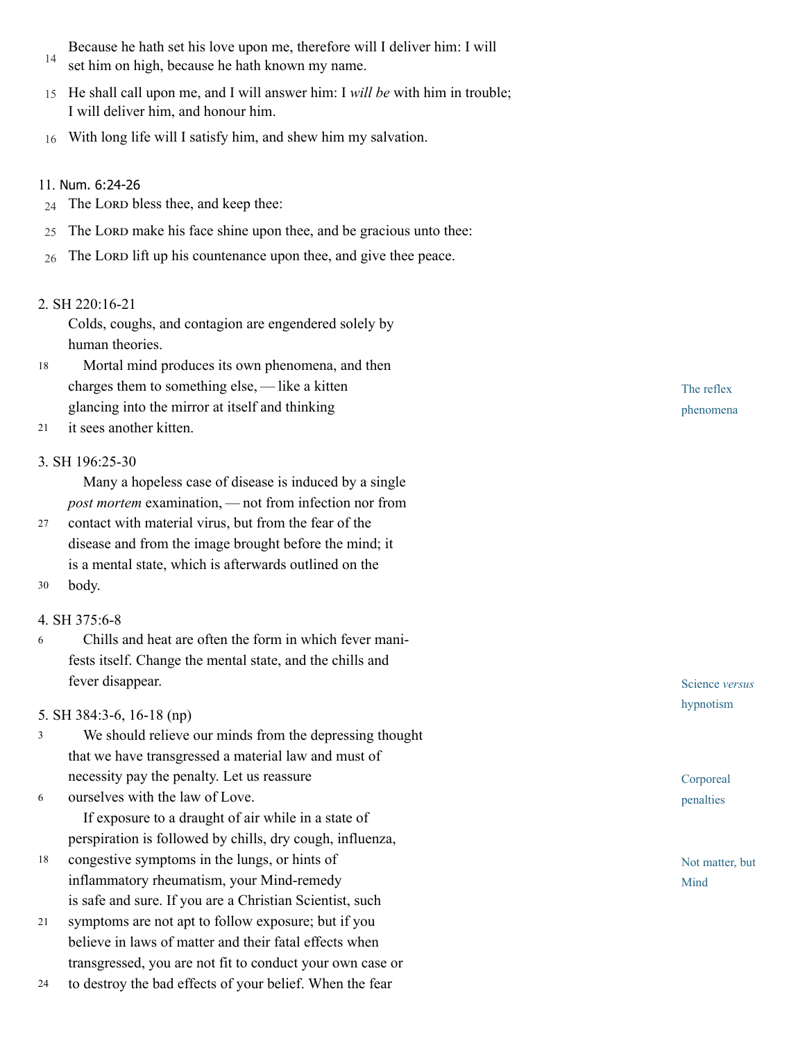14 Because he hath set his love upon me, therefore will I deliver him: I will set him on high, because he hath known my name.

15 He shall call upon me, and I will answer him: I *will be* with him in trouble; I will deliver him, and honour him.

16 With long life will I satisfy him, and shew him my salvation.

11. Num. 6:24-26

24 The LORD bless thee, and keep thee:

25 The LORD make his face shine upon thee, and be gracious unto thee:

26 The LORD lift up his countenance upon thee, and give thee peace.

2. SH 220:16-21

Colds, coughs, and contagion are engendered solely by human theories.

18 Mortal mind produces its own phenomena, and then charges them to something else, — like a kitten glancing into the mirror at itself and thinking
21 it sees another kitten.

*The reflex phenomena*

3. SH 196:25-30

Many a hopeless case of disease is induced by a single *post mortem* examination, — not from infection nor from
27 contact with material virus, but from the fear of the disease and from the image brought before the mind; it is a mental state, which is afterwards outlined on the
30 body.

4. SH 375:6-8

6 Chills and heat are often the form in which fever manifests itself. Change the mental state, and the chills and fever disappear.

*Science versus hypnotism*

5. SH 384:3-6, 16-18 (np)

3 We should relieve our minds from the depressing thought that we have transgressed a material law and must of necessity pay the penalty. Let us reassure
6 ourselves with the law of Love.

*Corporeal penalties*

If exposure to a draught of air while in a state of perspiration is followed by chills, dry cough, influenza,
18 congestive symptoms in the lungs, or hints of inflammatory rheumatism, your Mind-remedy is safe and sure. If you are a Christian Scientist, such
21 symptoms are not apt to follow exposure; but if you believe in laws of matter and their fatal effects when transgressed, you are not fit to conduct your own case or
24 to destroy the bad effects of your belief. When the fear

*Not matter, but Mind*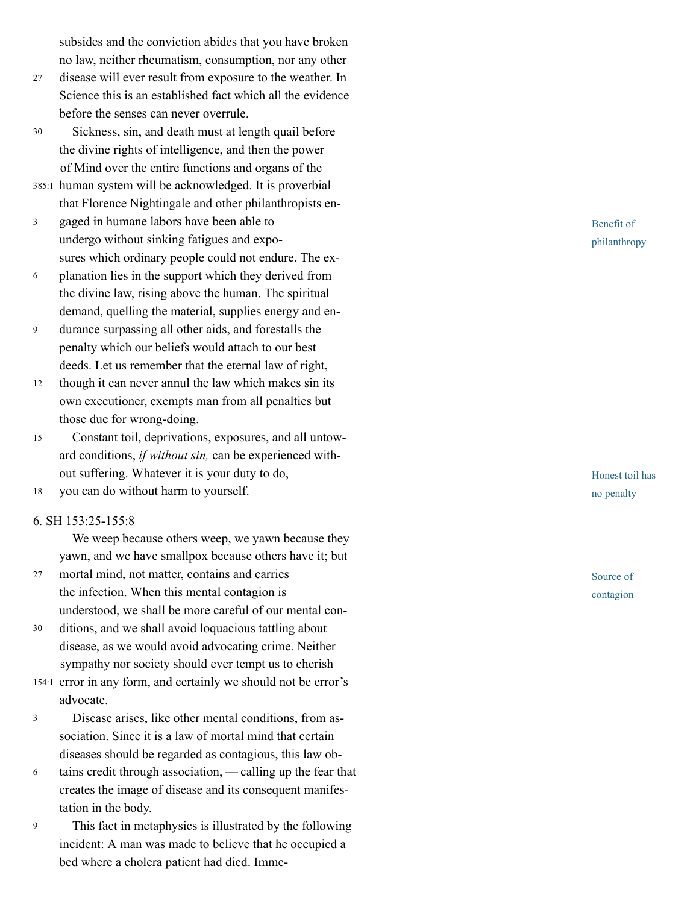subsides and the conviction abides that you have broken no law, neither rheumatism, consumption, nor any other disease will ever result from exposure to the weather. In Science this is an established fact which all the evidence before the senses can never overrule.

Sickness, sin, and death must at length quail before the divine rights of intelligence, and then the power of Mind over the entire functions and organs of the human system will be acknowledged. It is proverbial that Florence Nightingale and other philanthropists engaged in humane labors have been able to undergo without sinking fatigues and exposures which ordinary people could not endure. The explanation lies in the support which they derived from the divine law, rising above the human. The spiritual demand, quelling the material, supplies energy and endurance surpassing all other aids, and forestalls the penalty which our beliefs would attach to our best deeds. Let us remember that the eternal law of right, though it can never annul the law which makes sin its own executioner, exempts man from all penalties but those due for wrong-doing.

*Benefit of philanthropy*

Constant toil, deprivations, exposures, and all untoward conditions, *if without sin,* can be experienced without suffering. Whatever it is your duty to do, you can do without harm to yourself.

*Honest toil has no penalty*

6. SH 153:25-155:8

We weep because others weep, we yawn because they yawn, and we have smallpox because others have it; but mortal mind, not matter, contains and carries the infection. When this mental contagion is understood, we shall be more careful of our mental conditions, and we shall avoid loquacious tattling about disease, as we would avoid advocating crime. Neither sympathy nor society should ever tempt us to cherish error in any form, and certainly we should not be error's advocate.

*Source of contagion*

Disease arises, like other mental conditions, from association. Since it is a law of mortal mind that certain diseases should be regarded as contagious, this law obtains credit through association, — calling up the fear that creates the image of disease and its consequent manifestation in the body.

This fact in metaphysics is illustrated by the following incident: A man was made to believe that he occupied a bed where a cholera patient had died. Imme-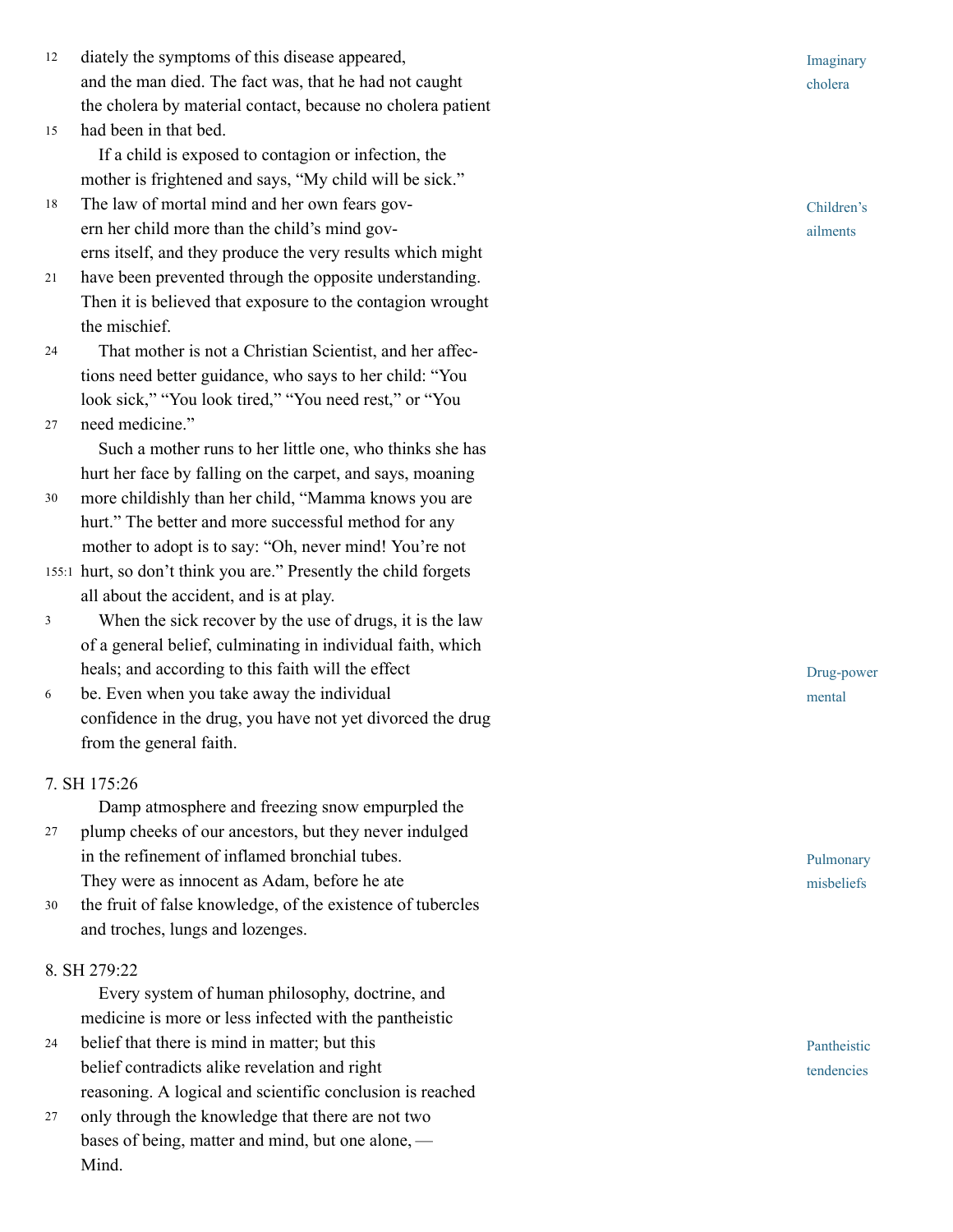diately the symptoms of this disease appeared, and the man died. The fact was, that he had not caught the cholera by material contact, because no cholera patient had been in that bed.

*Imaginary cholera*

If a child is exposed to contagion or infection, the mother is frightened and says, "My child will be sick." The law of mortal mind and her own fears govern her child more than the child's mind governs itself, and they produce the very results which might have been prevented through the opposite understanding. Then it is believed that exposure to the contagion wrought the mischief.

*Children's ailments*

That mother is not a Christian Scientist, and her affections need better guidance, who says to her child: "You look sick," "You look tired," "You need rest," or "You need medicine."

Such a mother runs to her little one, who thinks she has hurt her face by falling on the carpet, and says, moaning more childishly than her child, "Mamma knows you are hurt." The better and more successful method for any mother to adopt is to say: "Oh, never mind! You're not hurt, so don't think you are." Presently the child forgets all about the accident, and is at play.

When the sick recover by the use of drugs, it is the law of a general belief, culminating in individual faith, which heals; and according to this faith will the effect be. Even when you take away the individual confidence in the drug, you have not yet divorced the drug from the general faith.

*Drug-power mental*

7. SH 175:26

Damp atmosphere and freezing snow empurpled the plump cheeks of our ancestors, but they never indulged in the refinement of inflamed bronchial tubes. They were as innocent as Adam, before he ate the fruit of false knowledge, of the existence of tubercles and troches, lungs and lozenges.

*Pulmonary misbeliefs*

8. SH 279:22

Every system of human philosophy, doctrine, and medicine is more or less infected with the pantheistic belief that there is mind in matter; but this belief contradicts alike revelation and right reasoning. A logical and scientific conclusion is reached only through the knowledge that there are not two bases of being, matter and mind, but one alone, — Mind.

*Pantheistic tendencies*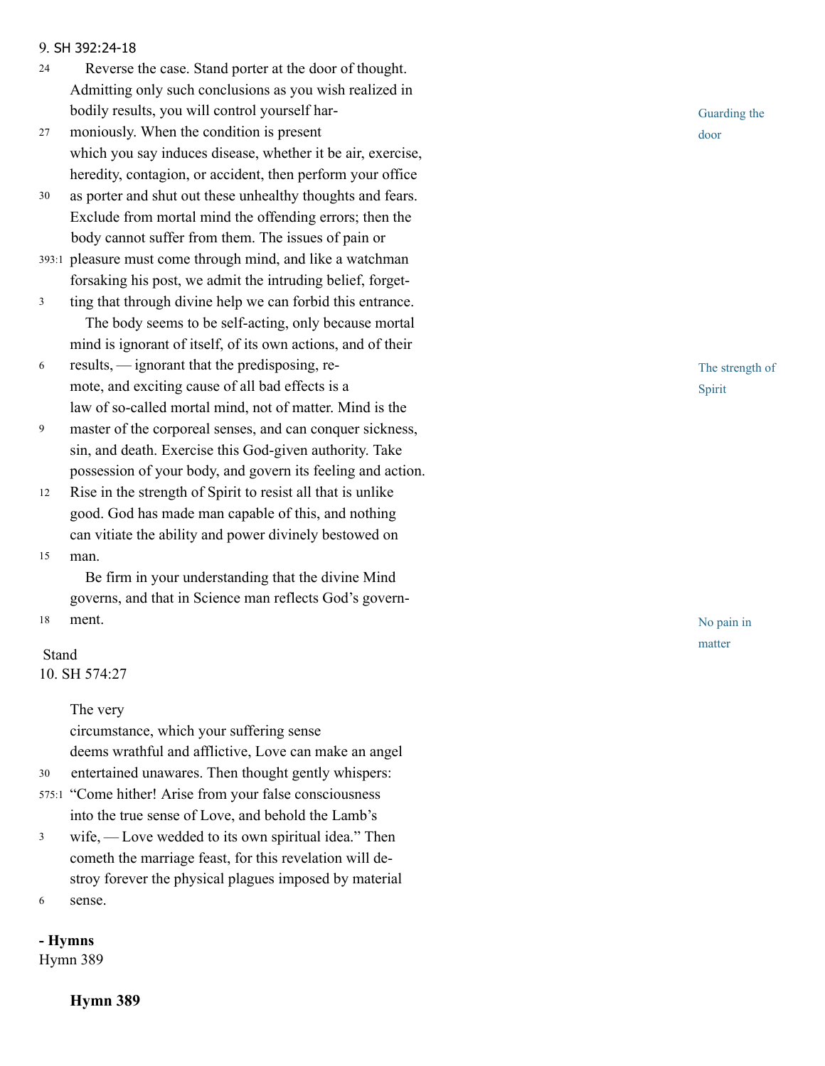9. SH 392:24-18

24 Reverse the case. Stand porter at the door of thought. Admitting only such conclusions as you wish realized in bodily results, you will control yourself har-
27 moniously. When the condition is present which you say induces disease, whether it be air, exercise, heredity, contagion, or accident, then perform your office
30 as porter and shut out these unhealthy thoughts and fears. Exclude from mortal mind the offending errors; then the body cannot suffer from them. The issues of pain or
393:1 pleasure must come through mind, and like a watchman forsaking his post, we admit the intruding belief, forget-
3 ting that through divine help we can forbid this entrance.

Guarding the door

The body seems to be self-acting, only because mortal mind is ignorant of itself, of its own actions, and of their
6 results, — ignorant that the predisposing, remote, and exciting cause of all bad effects is a law of so-called mortal mind, not of matter. Mind is the
9 master of the corporeal senses, and can conquer sickness, sin, and death. Exercise this God-given authority. Take possession of your body, and govern its feeling and action.
12 Rise in the strength of Spirit to resist all that is unlike good. God has made man capable of this, and nothing can vitiate the ability and power divinely bestowed on
15 man.

The strength of Spirit

Be firm in your understanding that the divine Mind governs, and that in Science man reflects God's govern-
18 ment.

No pain in matter

Stand

10. SH 574:27

The very circumstance, which your suffering sense deems wrathful and afflictive, Love can make an angel
30 entertained unawares. Then thought gently whispers:
575:1 "Come hither! Arise from your false consciousness into the true sense of Love, and behold the Lamb's
3 wife, — Love wedded to its own spiritual idea." Then cometh the marriage feast, for this revelation will destroy forever the physical plagues imposed by material
6 sense.

**- Hymns**

Hymn 389

**Hymn 389**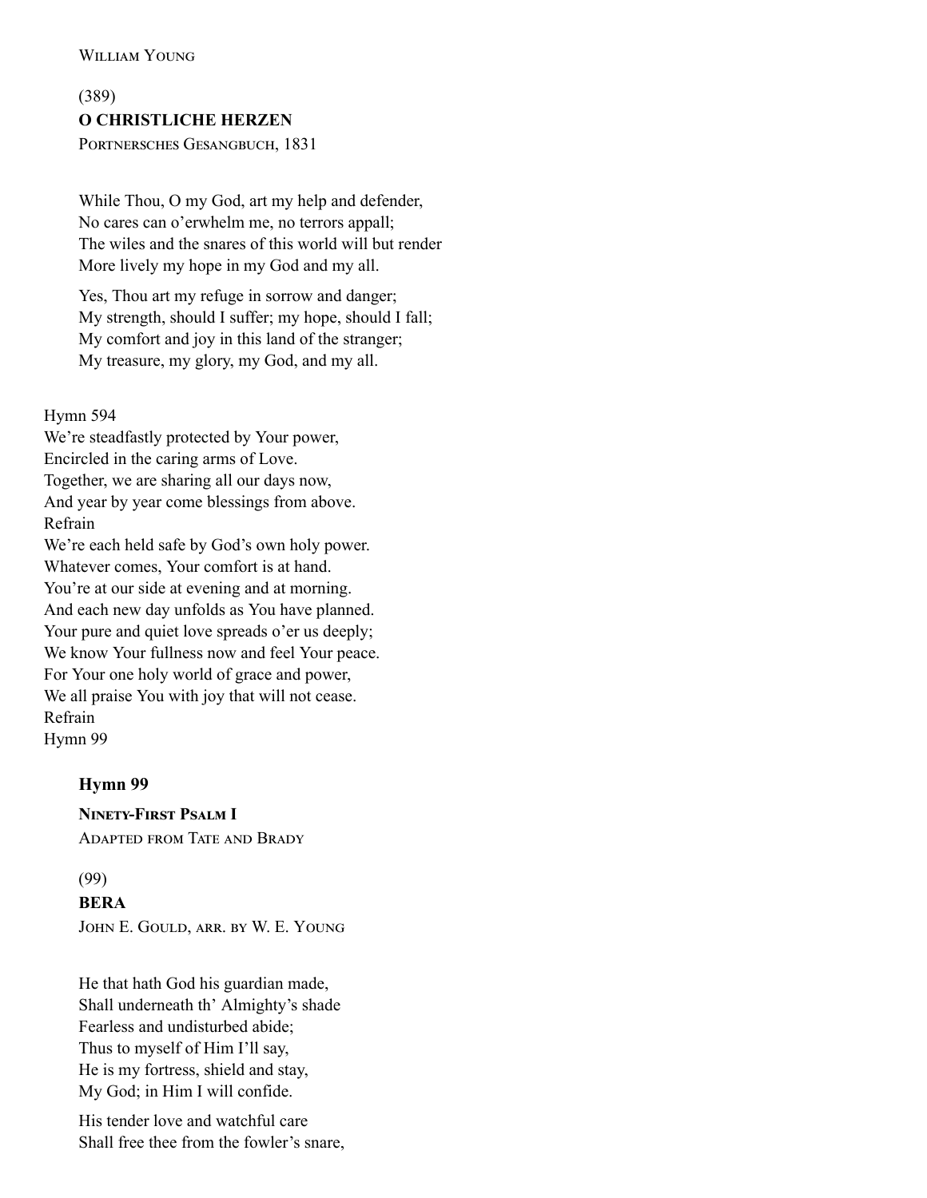(389)

**O CHRISTLICHE HERZEN**

Portnersches Gesangbuch, 1831

While Thou, O my God, art my help and defender,
No cares can o'erwhelm me, no terrors appall;
The wiles and the snares of this world will but render
More lively my hope in my God and my all.

Yes, Thou art my refuge in sorrow and danger;
My strength, should I suffer; my hope, should I fall;
My comfort and joy in this land of the stranger;
My treasure, my glory, my God, and my all.

Hymn 594
We're steadfastly protected by Your power,
Encircled in the caring arms of Love.
Together, we are sharing all our days now,
And year by year come blessings from above.
Refrain
We're each held safe by God's own holy power.
Whatever comes, Your comfort is at hand.
You're at our side at evening and at morning.
And each new day unfolds as You have planned.
Your pure and quiet love spreads o'er us deeply;
We know Your fullness now and feel Your peace.
For Your one holy world of grace and power,
We all praise You with joy that will not cease.
Refrain
Hymn 99

**Hymn 99**

**Ninety-First Psalm I**

Adapted from Tate and Brady

(99)

**BERA**

John E. Gould, arr. by W. E. Young

He that hath God his guardian made,
Shall underneath th' Almighty's shade
Fearless and undisturbed abide;
Thus to myself of Him I'll say,
He is my fortress, shield and stay,
My God; in Him I will confide.

His tender love and watchful care
Shall free thee from the fowler's snare,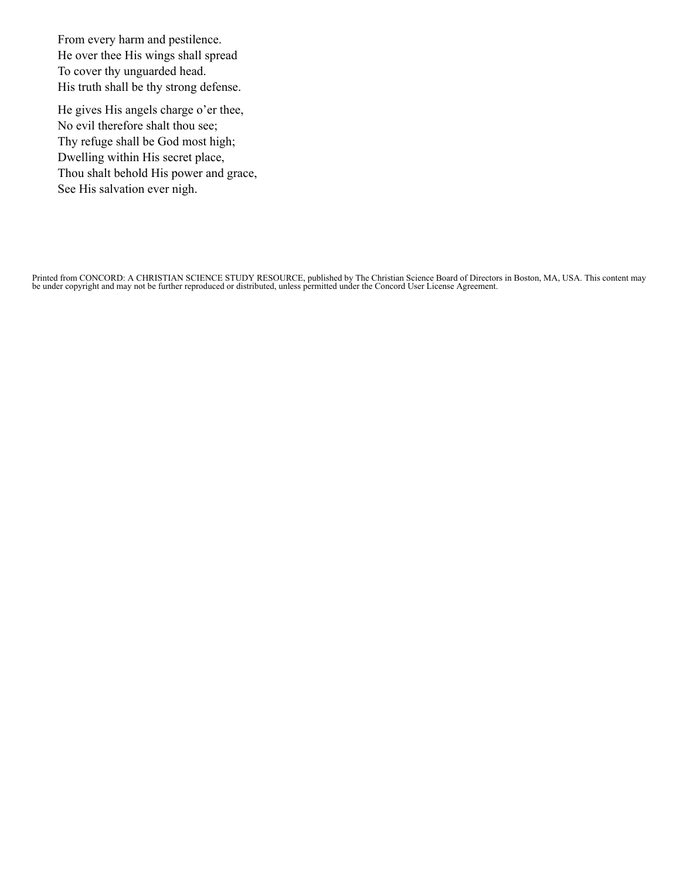From every harm and pestilence.
He over thee His wings shall spread
To cover thy unguarded head.
His truth shall be thy strong defense.

He gives His angels charge o'er thee,
No evil therefore shalt thou see;
Thy refuge shall be God most high;
Dwelling within His secret place,
Thou shalt behold His power and grace,
See His salvation ever nigh.

Printed from CONCORD: A CHRISTIAN SCIENCE STUDY RESOURCE, published by The Christian Science Board of Directors in Boston, MA, USA. This content may be under copyright and may not be further reproduced or distributed, unless permitted under the Concord User License Agreement.